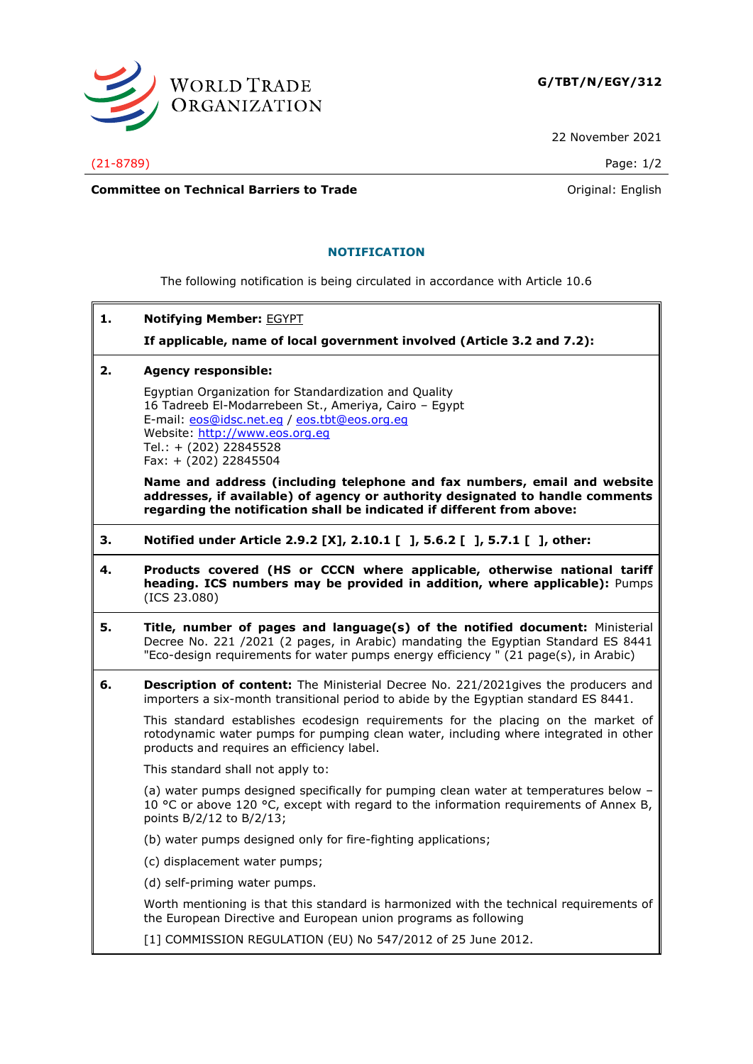**G/TBT/N/EGY/312**

22 November 2021

(21-8789)

**Committee on Technical Barriers to Trade** | Original: English

## NOTIFICATION

The following notification is being circulated in accordance with Article 10.6

**1. Notifying Member:** EGYPT

**If applicable, name of local government involved (Article 3.2 and 7.2):**

**2. Agency responsible:**

Egyptian Organization for Standardization and Quality
16 Tadreeb El-Modarrebeen St., Ameriya, Cairo – Egypt
E-mail: eos@idsc.net.eg / eos.tbt@eos.org.eg
Website: http://www.eos.org.eg
Tel.: + (202) 22845528
Fax: + (202) 22845504

**Name and address (including telephone and fax numbers, email and website addresses, if available) of agency or authority designated to handle comments regarding the notification shall be indicated if different from above:**

**3. Notified under Article 2.9.2 [X], 2.10.1 [ ], 5.6.2 [ ], 5.7.1 [ ], other:**

**4. Products covered (HS or CCCN where applicable, otherwise national tariff heading. ICS numbers may be provided in addition, where applicable):** Pumps (ICS 23.080)

**5. Title, number of pages and language(s) of the notified document:** Ministerial Decree No. 221 /2021 (2 pages, in Arabic) mandating the Egyptian Standard ES 8441 "Eco-design requirements for water pumps energy efficiency " (21 page(s), in Arabic)

**6. Description of content:** The Ministerial Decree No. 221/2021gives the producers and importers a six-month transitional period to abide by the Egyptian standard ES 8441.

This standard establishes ecodesign requirements for the placing on the market of rotodynamic water pumps for pumping clean water, including where integrated in other products and requires an efficiency label.

This standard shall not apply to:

(a) water pumps designed specifically for pumping clean water at temperatures below –10 °C or above 120 °C, except with regard to the information requirements of Annex B, points B/2/12 to B/2/13;

(b) water pumps designed only for fire-fighting applications;

(c) displacement water pumps;

(d) self-priming water pumps.

Worth mentioning is that this standard is harmonized with the technical requirements of the European Directive and European union programs as following

[1] COMMISSION REGULATION (EU) No 547/2012 of 25 June 2012.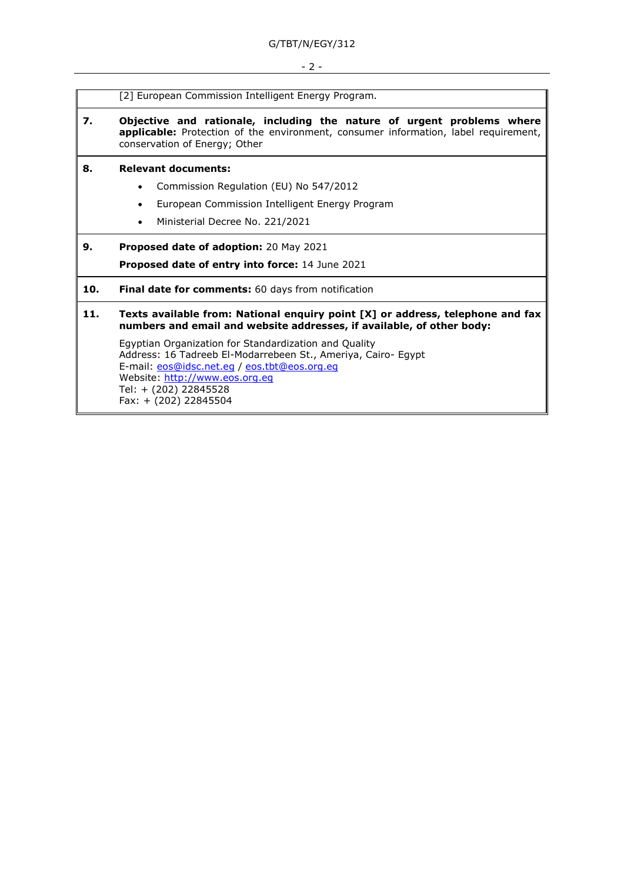[2] European Commission Intelligent Energy Program.

**7. Objective and rationale, including the nature of urgent problems where applicable:** Protection of the environment, consumer information, label requirement, conservation of Energy; Other

**8. Relevant documents:**

- Commission Regulation (EU) No 547/2012
- European Commission Intelligent Energy Program
- Ministerial Decree No. 221/2021

**9. Proposed date of adoption:** 20 May 2021

**Proposed date of entry into force:** 14 June 2021

**10. Final date for comments:** 60 days from notification

**11. Texts available from: National enquiry point [X] or address, telephone and fax numbers and email and website addresses, if available, of other body:**

Egyptian Organization for Standardization and Quality
Address: 16 Tadreeb El-Modarrebeen St., Ameriya, Cairo- Egypt
E-mail: eos@idsc.net.eg / eos.tbt@eos.org.eg
Website: http://www.eos.org.eg
Tel: + (202) 22845528
Fax: + (202) 22845504